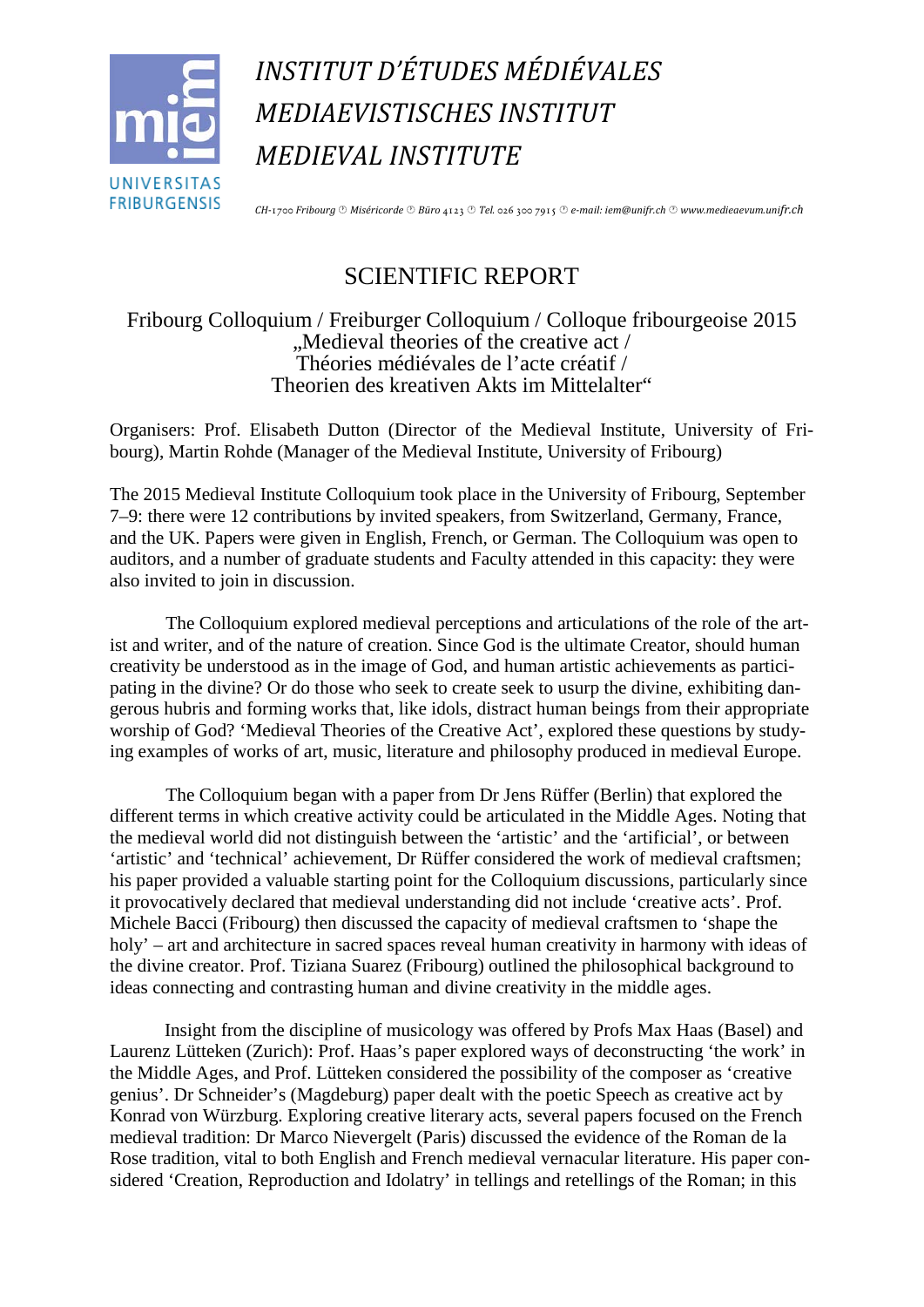# INSTITUT D'ÉTUDES MÉDIÉVALES
# MEDIAEVISTISCHES INSTITUT
# MEDIEVAL INSTITUTE

UNIVERSITAS FRIBURGENSIS

*CH-1700 Fribourg ⌚ Miséricorde ⌚ Büro 4123 ⌚ Tel. 026 300 7915 ⌚ e-mail: iem@unifr.ch ⌚ www.medieaevum.unifr.ch*

## SCIENTIFIC REPORT

Fribourg Colloquium / Freiburger Colloquium / Colloque fribourgeoise 2015
„Medieval theories of the creative act /
Théories médiévales de l'acte créatif /
Theorien des kreativen Akts im Mittelalter"

Organisers: Prof. Elisabeth Dutton (Director of the Medieval Institute, University of Fribourg), Martin Rohde (Manager of the Medieval Institute, University of Fribourg)

The 2015 Medieval Institute Colloquium took place in the University of Fribourg, September 7–9: there were 12 contributions by invited speakers, from Switzerland, Germany, France, and the UK. Papers were given in English, French, or German. The Colloquium was open to auditors, and a number of graduate students and Faculty attended in this capacity: they were also invited to join in discussion.

The Colloquium explored medieval perceptions and articulations of the role of the artist and writer, and of the nature of creation. Since God is the ultimate Creator, should human creativity be understood as in the image of God, and human artistic achievements as participating in the divine? Or do those who seek to create seek to usurp the divine, exhibiting dangerous hubris and forming works that, like idols, distract human beings from their appropriate worship of God? 'Medieval Theories of the Creative Act', explored these questions by studying examples of works of art, music, literature and philosophy produced in medieval Europe.

The Colloquium began with a paper from Dr Jens Rüffer (Berlin) that explored the different terms in which creative activity could be articulated in the Middle Ages. Noting that the medieval world did not distinguish between the 'artistic' and the 'artificial', or between 'artistic' and 'technical' achievement, Dr Rüffer considered the work of medieval craftsmen; his paper provided a valuable starting point for the Colloquium discussions, particularly since it provocatively declared that medieval understanding did not include 'creative acts'. Prof. Michele Bacci (Fribourg) then discussed the capacity of medieval craftsmen to 'shape the holy' – art and architecture in sacred spaces reveal human creativity in harmony with ideas of the divine creator. Prof. Tiziana Suarez (Fribourg) outlined the philosophical background to ideas connecting and contrasting human and divine creativity in the middle ages.

Insight from the discipline of musicology was offered by Profs Max Haas (Basel) and Laurenz Lütteken (Zurich): Prof. Haas's paper explored ways of deconstructing 'the work' in the Middle Ages, and Prof. Lütteken considered the possibility of the composer as 'creative genius'. Dr Schneider's (Magdeburg) paper dealt with the poetic Speech as creative act by Konrad von Würzburg. Exploring creative literary acts, several papers focused on the French medieval tradition: Dr Marco Nievergelt (Paris) discussed the evidence of the Roman de la Rose tradition, vital to both English and French medieval vernacular literature. His paper considered 'Creation, Reproduction and Idolatry' in tellings and retellings of the Roman; in this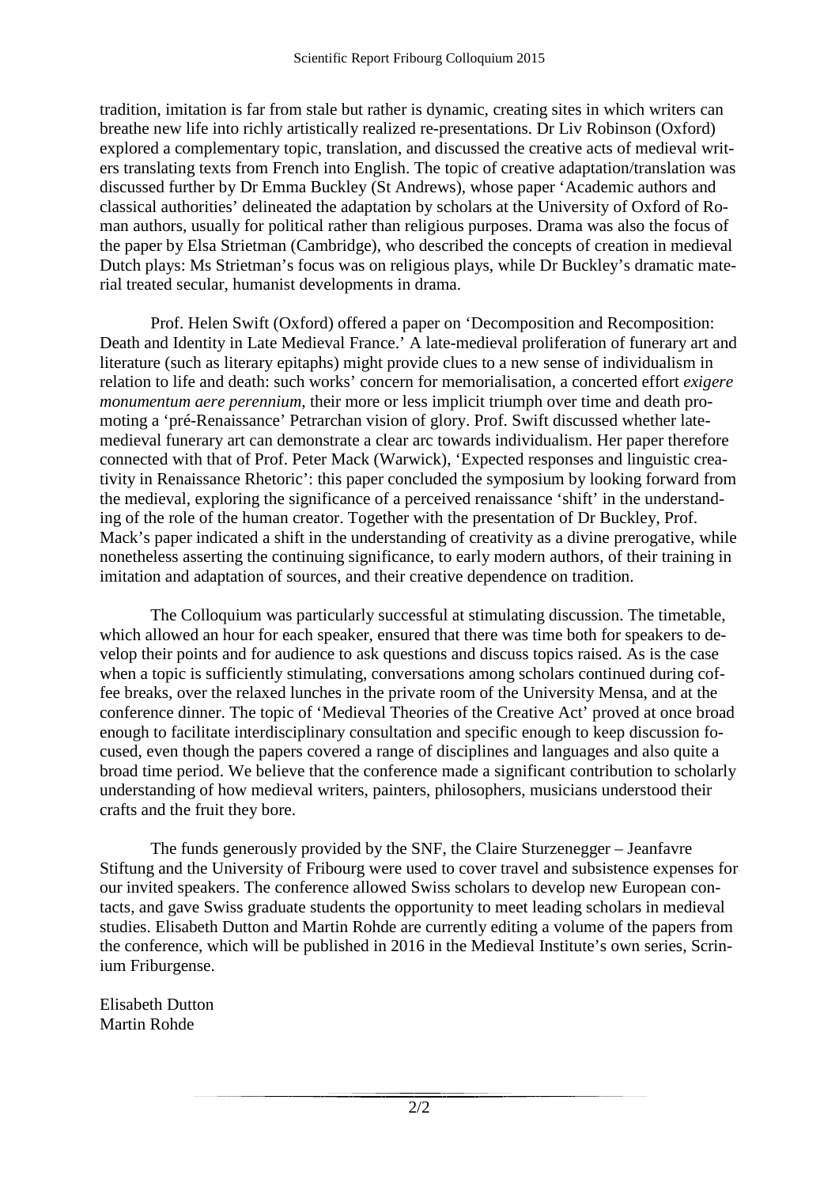tradition, imitation is far from stale but rather is dynamic, creating sites in which writers can breathe new life into richly artistically realized re-presentations. Dr Liv Robinson (Oxford) explored a complementary topic, translation, and discussed the creative acts of medieval writers translating texts from French into English. The topic of creative adaptation/translation was discussed further by Dr Emma Buckley (St Andrews), whose paper 'Academic authors and classical authorities' delineated the adaptation by scholars at the University of Oxford of Roman authors, usually for political rather than religious purposes. Drama was also the focus of the paper by Elsa Strietman (Cambridge), who described the concepts of creation in medieval Dutch plays: Ms Strietman's focus was on religious plays, while Dr Buckley's dramatic material treated secular, humanist developments in drama.

Prof. Helen Swift (Oxford) offered a paper on 'Decomposition and Recomposition: Death and Identity in Late Medieval France.' A late-medieval proliferation of funerary art and literature (such as literary epitaphs) might provide clues to a new sense of individualism in relation to life and death: such works' concern for memorialisation, a concerted effort *exigere monumentum aere perennium*, their more or less implicit triumph over time and death promoting a 'pré-Renaissance' Petrarchan vision of glory. Prof. Swift discussed whether late-medieval funerary art can demonstrate a clear arc towards individualism. Her paper therefore connected with that of Prof. Peter Mack (Warwick), 'Expected responses and linguistic creativity in Renaissance Rhetoric': this paper concluded the symposium by looking forward from the medieval, exploring the significance of a perceived renaissance 'shift' in the understanding of the role of the human creator. Together with the presentation of Dr Buckley, Prof. Mack's paper indicated a shift in the understanding of creativity as a divine prerogative, while nonetheless asserting the continuing significance, to early modern authors, of their training in imitation and adaptation of sources, and their creative dependence on tradition.

The Colloquium was particularly successful at stimulating discussion. The timetable, which allowed an hour for each speaker, ensured that there was time both for speakers to develop their points and for audience to ask questions and discuss topics raised. As is the case when a topic is sufficiently stimulating, conversations among scholars continued during coffee breaks, over the relaxed lunches in the private room of the University Mensa, and at the conference dinner. The topic of 'Medieval Theories of the Creative Act' proved at once broad enough to facilitate interdisciplinary consultation and specific enough to keep discussion focused, even though the papers covered a range of disciplines and languages and also quite a broad time period. We believe that the conference made a significant contribution to scholarly understanding of how medieval writers, painters, philosophers, musicians understood their crafts and the fruit they bore.

The funds generously provided by the SNF, the Claire Sturzenegger – Jeanfavre Stiftung and the University of Fribourg were used to cover travel and subsistence expenses for our invited speakers. The conference allowed Swiss scholars to develop new European contacts, and gave Swiss graduate students the opportunity to meet leading scholars in medieval studies. Elisabeth Dutton and Martin Rohde are currently editing a volume of the papers from the conference, which will be published in 2016 in the Medieval Institute's own series, Scrinium Friburgense.

Elisabeth Dutton
Martin Rohde